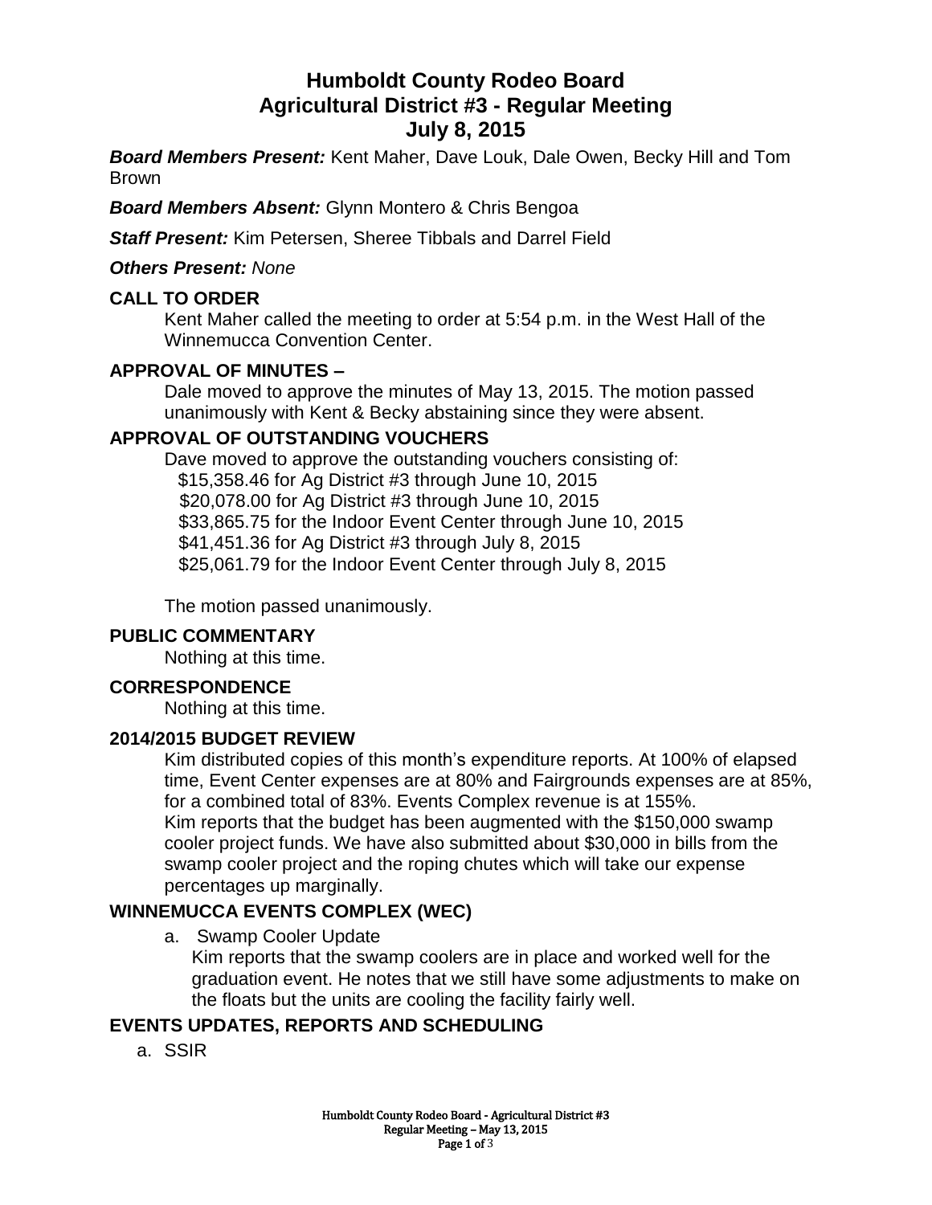# Humboldt County Rodeo Board
# Agricultural District #3 - Regular Meeting
# July 8, 2015

***Board Members Present:*** Kent Maher, Dave Louk, Dale Owen, Becky Hill and Tom Brown

***Board Members Absent:*** Glynn Montero & Chris Bengoa

***Staff Present:*** Kim Petersen, Sheree Tibbals and Darrel Field

***Others Present:*** *None*

## CALL TO ORDER

Kent Maher called the meeting to order at 5:54 p.m. in the West Hall of the Winnemucca Convention Center.

## APPROVAL OF MINUTES –

Dale moved to approve the minutes of May 13, 2015. The motion passed unanimously with Kent & Becky abstaining since they were absent.

## APPROVAL OF OUTSTANDING VOUCHERS

Dave moved to approve the outstanding vouchers consisting of:

$15,358.46 for Ag District #3 through June 10, 2015
$20,078.00 for Ag District #3 through June 10, 2015
$33,865.75 for the Indoor Event Center through June 10, 2015
$41,451.36 for Ag District #3 through July 8, 2015
$25,061.79 for the Indoor Event Center through July 8, 2015

The motion passed unanimously.

## PUBLIC COMMENTARY

Nothing at this time.

## CORRESPONDENCE

Nothing at this time.

## 2014/2015 BUDGET REVIEW

Kim distributed copies of this month's expenditure reports. At 100% of elapsed time, Event Center expenses are at 80% and Fairgrounds expenses are at 85%, for a combined total of 83%. Events Complex revenue is at 155%.
Kim reports that the budget has been augmented with the $150,000 swamp cooler project funds. We have also submitted about $30,000 in bills from the swamp cooler project and the roping chutes which will take our expense percentages up marginally.

## WINNEMUCCA EVENTS COMPLEX (WEC)

a. Swamp Cooler Update
Kim reports that the swamp coolers are in place and worked well for the graduation event. He notes that we still have some adjustments to make on the floats but the units are cooling the facility fairly well.

## EVENTS UPDATES, REPORTS AND SCHEDULING

a. SSIR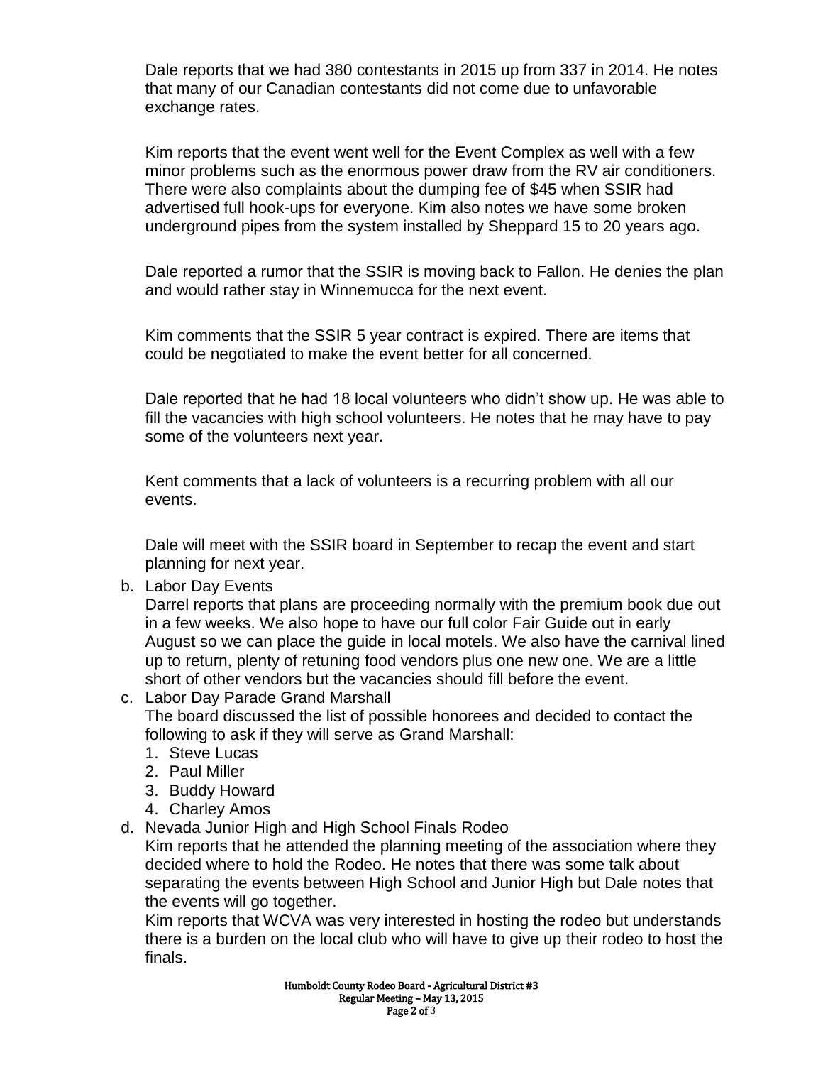Dale reports that we had 380 contestants in 2015 up from 337 in 2014. He notes that many of our Canadian contestants did not come due to unfavorable exchange rates.

Kim reports that the event went well for the Event Complex as well with a few minor problems such as the enormous power draw from the RV air conditioners. There were also complaints about the dumping fee of $45 when SSIR had advertised full hook-ups for everyone. Kim also notes we have some broken underground pipes from the system installed by Sheppard 15 to 20 years ago.

Dale reported a rumor that the SSIR is moving back to Fallon. He denies the plan and would rather stay in Winnemucca for the next event.

Kim comments that the SSIR 5 year contract is expired. There are items that could be negotiated to make the event better for all concerned.

Dale reported that he had 18 local volunteers who didn't show up. He was able to fill the vacancies with high school volunteers. He notes that he may have to pay some of the volunteers next year.

Kent comments that a lack of volunteers is a recurring problem with all our events.

Dale will meet with the SSIR board in September to recap the event and start planning for next year.

b. Labor Day Events
   Darrel reports that plans are proceeding normally with the premium book due out in a few weeks. We also hope to have our full color Fair Guide out in early August so we can place the guide in local motels. We also have the carnival lined up to return, plenty of retuning food vendors plus one new one. We are a little short of other vendors but the vacancies should fill before the event.
c. Labor Day Parade Grand Marshall
   The board discussed the list of possible honorees and decided to contact the following to ask if they will serve as Grand Marshall:
   1. Steve Lucas
   2. Paul Miller
   3. Buddy Howard
   4. Charley Amos
d. Nevada Junior High and High School Finals Rodeo
   Kim reports that he attended the planning meeting of the association where they decided where to hold the Rodeo. He notes that there was some talk about separating the events between High School and Junior High but Dale notes that the events will go together.
   Kim reports that WCVA was very interested in hosting the rodeo but understands there is a burden on the local club who will have to give up their rodeo to host the finals.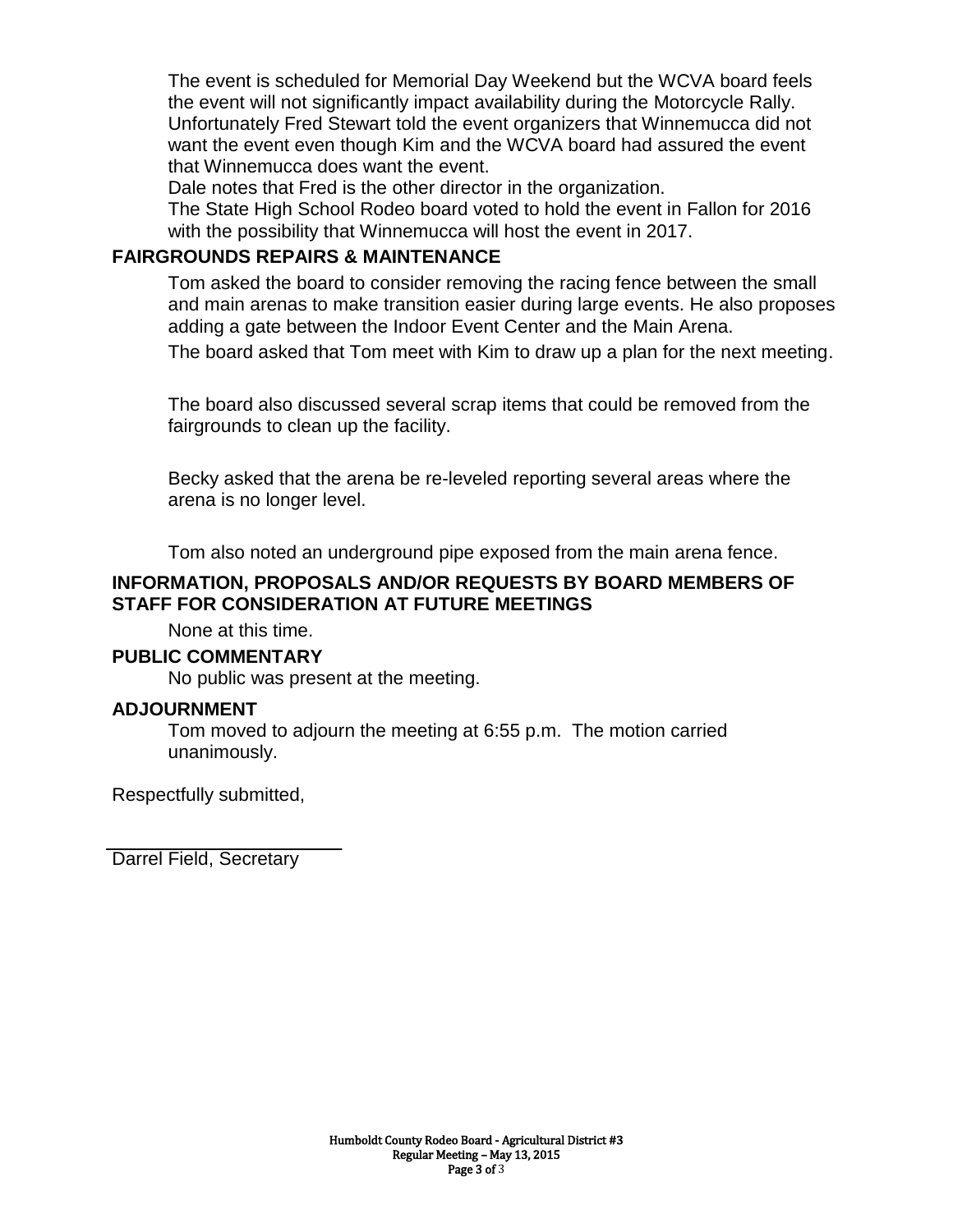The event is scheduled for Memorial Day Weekend but the WCVA board feels the event will not significantly impact availability during the Motorcycle Rally. Unfortunately Fred Stewart told the event organizers that Winnemucca did not want the event even though Kim and the WCVA board had assured the event that Winnemucca does want the event.

Dale notes that Fred is the other director in the organization.

The State High School Rodeo board voted to hold the event in Fallon for 2016 with the possibility that Winnemucca will host the event in 2017.

**FAIRGROUNDS REPAIRS & MAINTENANCE**

Tom asked the board to consider removing the racing fence between the small and main arenas to make transition easier during large events. He also proposes adding a gate between the Indoor Event Center and the Main Arena.

The board asked that Tom meet with Kim to draw up a plan for the next meeting.

The board also discussed several scrap items that could be removed from the fairgrounds to clean up the facility.

Becky asked that the arena be re-leveled reporting several areas where the arena is no longer level.

Tom also noted an underground pipe exposed from the main arena fence.

**INFORMATION, PROPOSALS AND/OR REQUESTS BY BOARD MEMBERS OF STAFF FOR CONSIDERATION AT FUTURE MEETINGS**

None at this time.

**PUBLIC COMMENTARY**

No public was present at the meeting.

**ADJOURNMENT**

Tom moved to adjourn the meeting at 6:55 p.m. The motion carried unanimously.

Respectfully submitted,

Darrel Field, Secretary